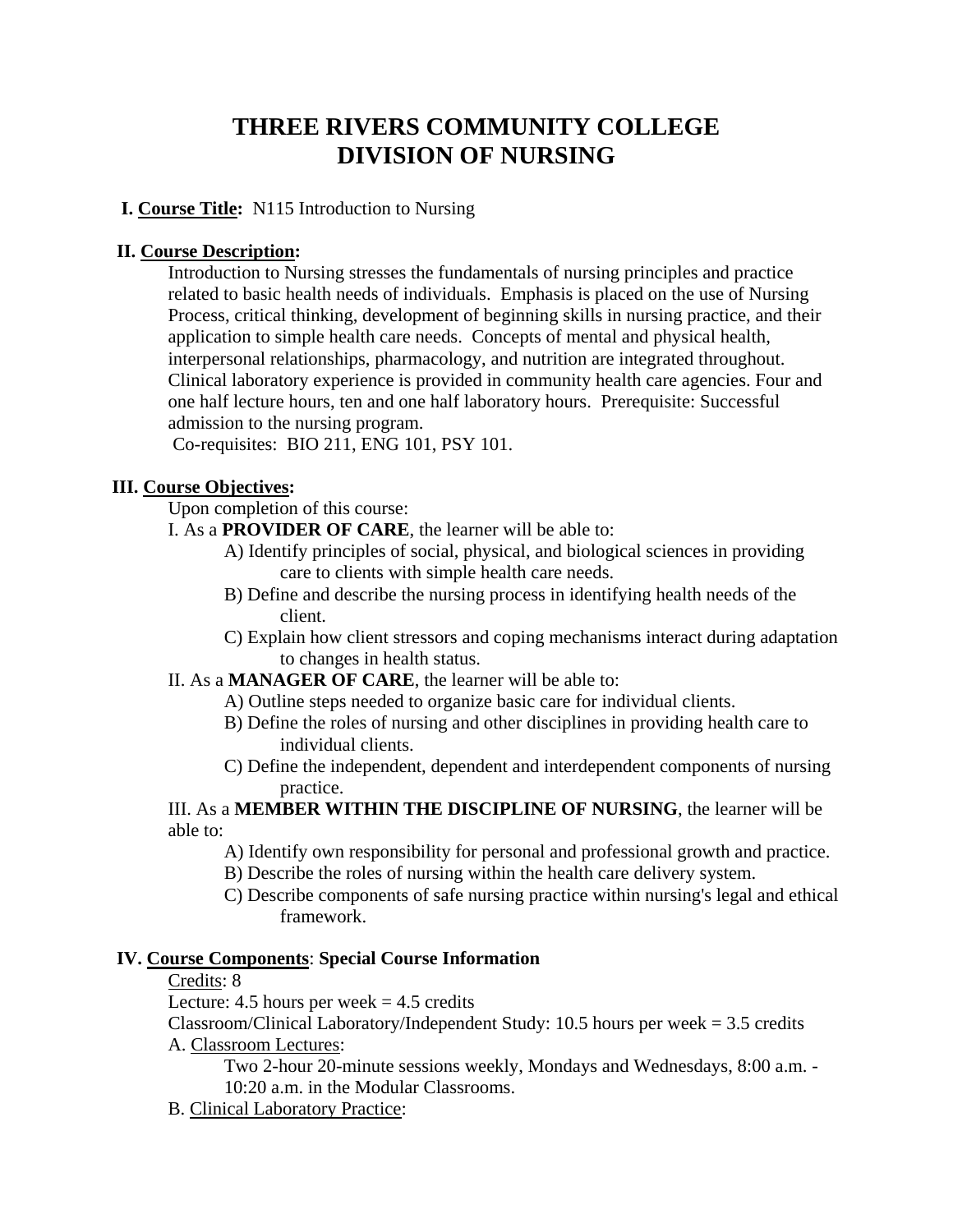# THREE RIVERS COMMUNITY COLLEGE
# DIVISION OF NURSING

**I. Course Title:** N115 Introduction to Nursing

**II. Course Description:**

Introduction to Nursing stresses the fundamentals of nursing principles and practice related to basic health needs of individuals. Emphasis is placed on the use of Nursing Process, critical thinking, development of beginning skills in nursing practice, and their application to simple health care needs. Concepts of mental and physical health, interpersonal relationships, pharmacology, and nutrition are integrated throughout. Clinical laboratory experience is provided in community health care agencies. Four and one half lecture hours, ten and one half laboratory hours. Prerequisite: Successful admission to the nursing program.

Co-requisites: BIO 211, ENG 101, PSY 101.

**III. Course Objectives:**

Upon completion of this course:

I. As a **PROVIDER OF CARE**, the learner will be able to:

- A) Identify principles of social, physical, and biological sciences in providing care to clients with simple health care needs.
- B) Define and describe the nursing process in identifying health needs of the client.
- C) Explain how client stressors and coping mechanisms interact during adaptation to changes in health status.

II. As a **MANAGER OF CARE**, the learner will be able to:

- A) Outline steps needed to organize basic care for individual clients.
- B) Define the roles of nursing and other disciplines in providing health care to individual clients.
- C) Define the independent, dependent and interdependent components of nursing practice.

III. As a **MEMBER WITHIN THE DISCIPLINE OF NURSING**, the learner will be able to:

- A) Identify own responsibility for personal and professional growth and practice.
- B) Describe the roles of nursing within the health care delivery system.
- C) Describe components of safe nursing practice within nursing's legal and ethical framework.

**IV. Course Components**: **Special Course Information**

Credits: 8

Lecture: 4.5 hours per week = 4.5 credits

Classroom/Clinical Laboratory/Independent Study: 10.5 hours per week = 3.5 credits

A. Classroom Lectures:

Two 2-hour 20-minute sessions weekly, Mondays and Wednesdays, 8:00 a.m. - 10:20 a.m. in the Modular Classrooms.

B. Clinical Laboratory Practice: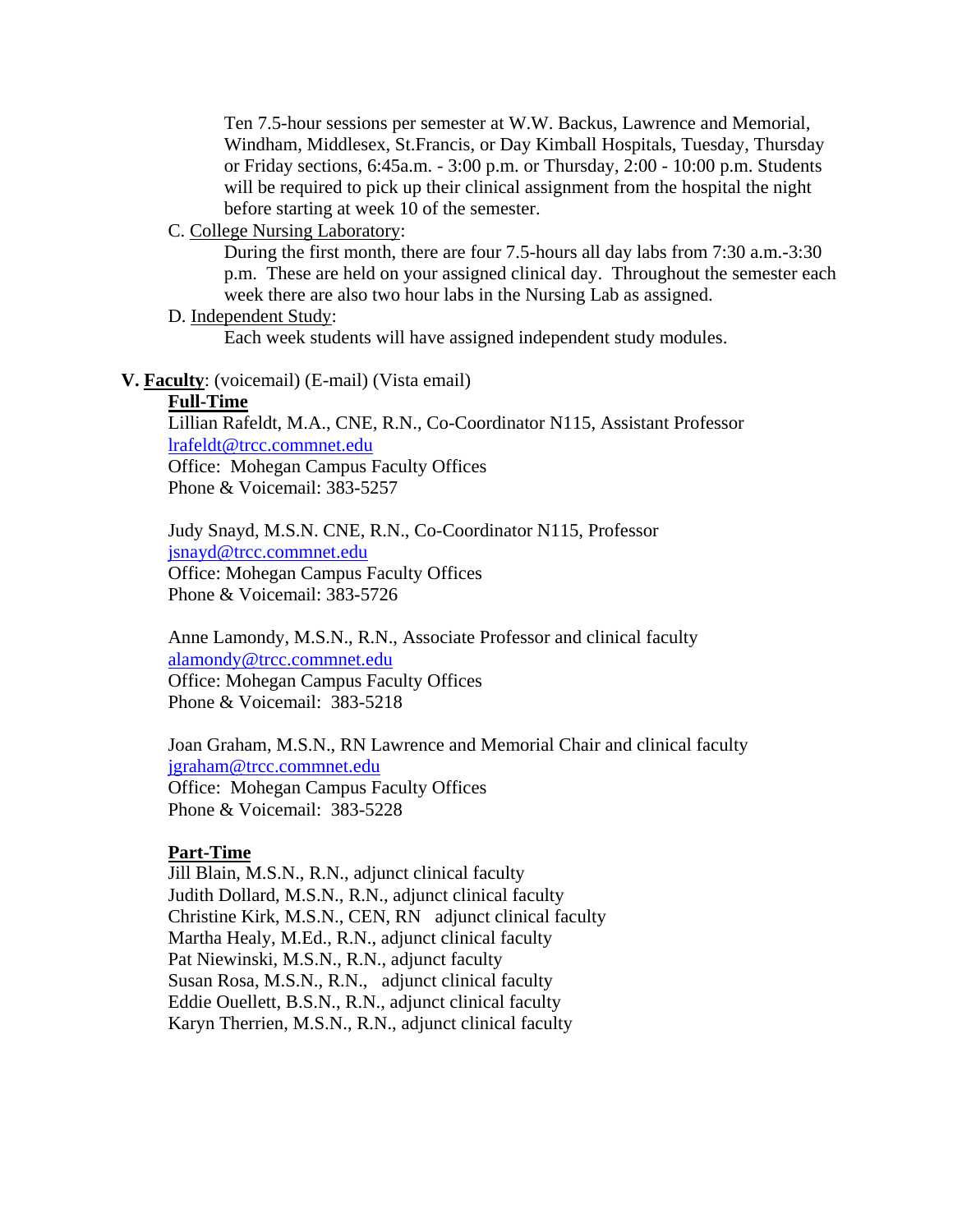Ten 7.5-hour sessions per semester at W.W. Backus, Lawrence and Memorial, Windham, Middlesex, St.Francis, or Day Kimball Hospitals, Tuesday, Thursday or Friday sections, 6:45a.m. - 3:00 p.m. or Thursday, 2:00 - 10:00 p.m. Students will be required to pick up their clinical assignment from the hospital the night before starting at week 10 of the semester.

C. College Nursing Laboratory:

During the first month, there are four 7.5-hours all day labs from 7:30 a.m.-3:30 p.m. These are held on your assigned clinical day. Throughout the semester each week there are also two hour labs in the Nursing Lab as assigned.

D. Independent Study:

Each week students will have assigned independent study modules.

## V. Faculty: (voicemail) (E-mail) (Vista email)

**Full-Time**

Lillian Rafeldt, M.A., CNE, R.N., Co-Coordinator N115, Assistant Professor
lrafeldt@trcc.commnet.edu
Office: Mohegan Campus Faculty Offices
Phone & Voicemail: 383-5257

Judy Snayd, M.S.N. CNE, R.N., Co-Coordinator N115, Professor
jsnayd@trcc.commnet.edu
Office: Mohegan Campus Faculty Offices
Phone & Voicemail: 383-5726

Anne Lamondy, M.S.N., R.N., Associate Professor and clinical faculty
alamondy@trcc.commnet.edu
Office: Mohegan Campus Faculty Offices
Phone & Voicemail: 383-5218

Joan Graham, M.S.N., RN Lawrence and Memorial Chair and clinical faculty
jgraham@trcc.commnet.edu
Office: Mohegan Campus Faculty Offices
Phone & Voicemail: 383-5228

**Part-Time**

Jill Blain, M.S.N., R.N., adjunct clinical faculty
Judith Dollard, M.S.N., R.N., adjunct clinical faculty
Christine Kirk, M.S.N., CEN, RN adjunct clinical faculty
Martha Healy, M.Ed., R.N., adjunct clinical faculty
Pat Niewinski, M.S.N., R.N., adjunct faculty
Susan Rosa, M.S.N., R.N., adjunct clinical faculty
Eddie Ouellett, B.S.N., R.N., adjunct clinical faculty
Karyn Therrien, M.S.N., R.N., adjunct clinical faculty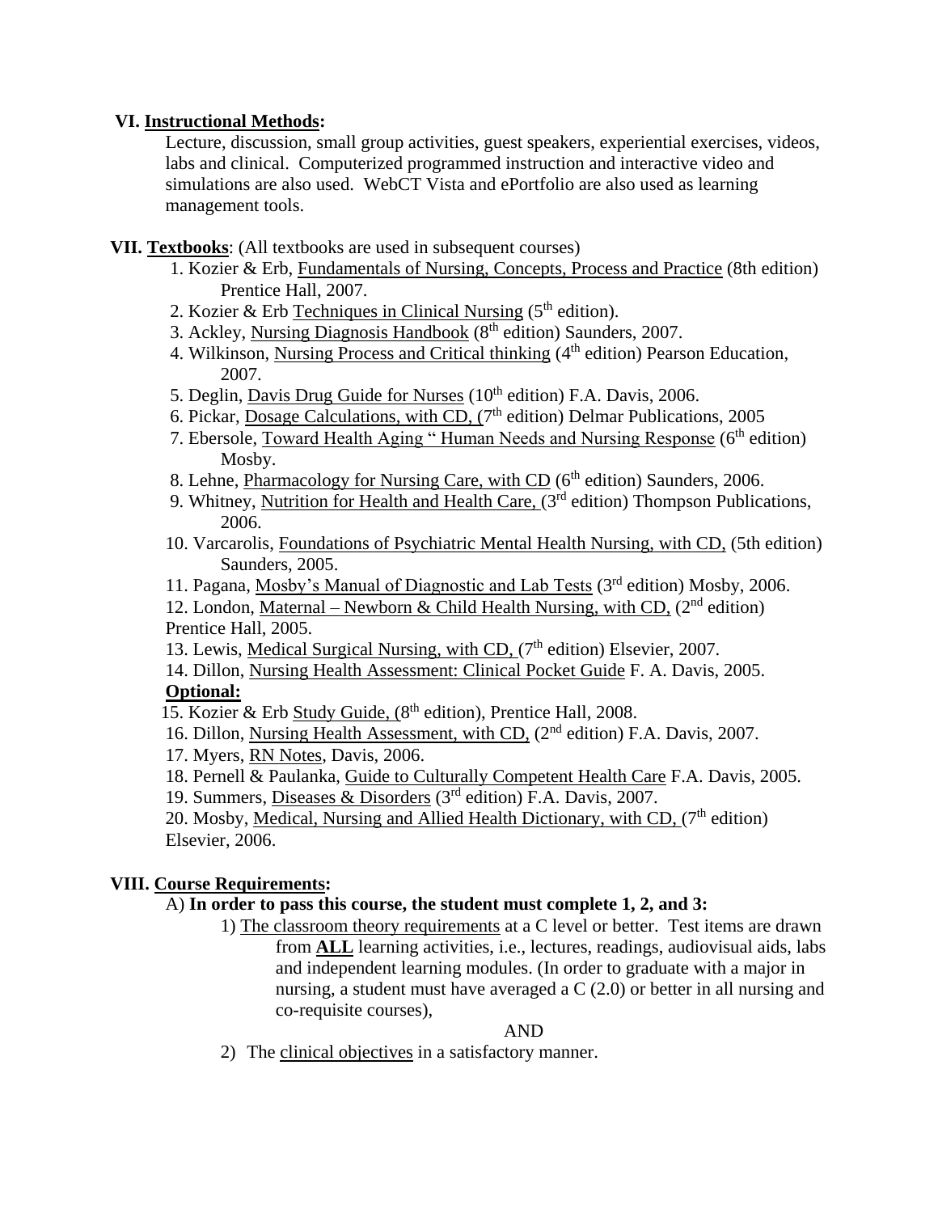**VI. Instructional Methods:**

Lecture, discussion, small group activities, guest speakers, experiential exercises, videos, labs and clinical. Computerized programmed instruction and interactive video and simulations are also used. WebCT Vista and ePortfolio are also used as learning management tools.

**VII. Textbooks**: (All textbooks are used in subsequent courses)

1. Kozier & Erb, Fundamentals of Nursing, Concepts, Process and Practice (8th edition) Prentice Hall, 2007.
2. Kozier & Erb Techniques in Clinical Nursing (5th edition).
3. Ackley, Nursing Diagnosis Handbook (8th edition) Saunders, 2007.
4. Wilkinson, Nursing Process and Critical thinking (4th edition) Pearson Education, 2007.
5. Deglin, Davis Drug Guide for Nurses (10th edition) F.A. Davis, 2006.
6. Pickar, Dosage Calculations, with CD, (7th edition) Delmar Publications, 2005
7. Ebersole, Toward Health Aging " Human Needs and Nursing Response (6th edition) Mosby.
8. Lehne, Pharmacology for Nursing Care, with CD (6th edition) Saunders, 2006.
9. Whitney, Nutrition for Health and Health Care, (3rd edition) Thompson Publications, 2006.
10. Varcarolis, Foundations of Psychiatric Mental Health Nursing, with CD, (5th edition) Saunders, 2005.
11. Pagana, Mosby's Manual of Diagnostic and Lab Tests (3rd edition) Mosby, 2006.
12. London, Maternal – Newborn & Child Health Nursing, with CD, (2nd edition) Prentice Hall, 2005.
13. Lewis, Medical Surgical Nursing, with CD, (7th edition) Elsevier, 2007.
14. Dillon, Nursing Health Assessment: Clinical Pocket Guide F. A. Davis, 2005.

**Optional:**

15. Kozier & Erb Study Guide, (8th edition), Prentice Hall, 2008.
16. Dillon, Nursing Health Assessment, with CD, (2nd edition) F.A. Davis, 2007.
17. Myers, RN Notes, Davis, 2006.
18. Pernell & Paulanka, Guide to Culturally Competent Health Care F.A. Davis, 2005.
19. Summers, Diseases & Disorders (3rd edition) F.A. Davis, 2007.
20. Mosby, Medical, Nursing and Allied Health Dictionary, with CD, (7th edition) Elsevier, 2006.

**VIII. Course Requirements:**

A) **In order to pass this course, the student must complete 1, 2, and 3:**

1) The classroom theory requirements at a C level or better. Test items are drawn from **ALL** learning activities, i.e., lectures, readings, audiovisual aids, labs and independent learning modules. (In order to graduate with a major in nursing, a student must have averaged a C (2.0) or better in all nursing and co-requisite courses),

AND

2) The clinical objectives in a satisfactory manner.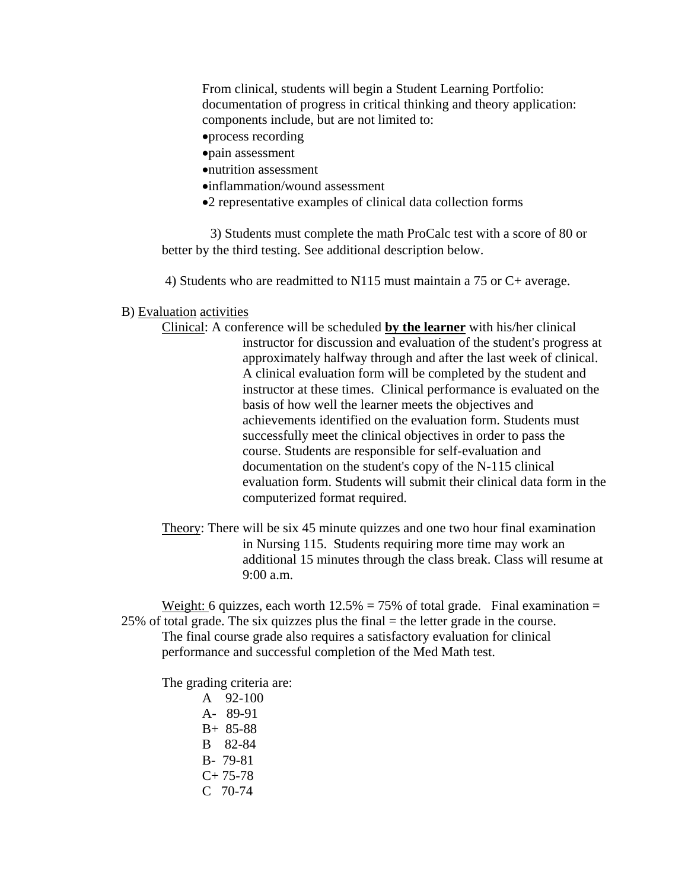From clinical, students will begin a Student Learning Portfolio: documentation of progress in critical thinking and theory application: components include, but are not limited to:

- process recording
- pain assessment
- nutrition assessment
- inflammation/wound assessment
- 2 representative examples of clinical data collection forms

3) Students must complete the math ProCalc test with a score of 80 or better by the third testing. See additional description below.

4) Students who are readmitted to N115 must maintain a 75 or C+ average.

B) <u>Evaluation</u> <u>activities</u>

<u>Clinical</u>: A conference will be scheduled **<u>by the learner</u>** with his/her clinical instructor for discussion and evaluation of the student's progress at approximately halfway through and after the last week of clinical. A clinical evaluation form will be completed by the student and instructor at these times. Clinical performance is evaluated on the basis of how well the learner meets the objectives and achievements identified on the evaluation form. Students must successfully meet the clinical objectives in order to pass the course. Students are responsible for self-evaluation and documentation on the student's copy of the N-115 clinical evaluation form. Students will submit their clinical data form in the computerized format required.

<u>Theory</u>: There will be six 45 minute quizzes and one two hour final examination in Nursing 115. Students requiring more time may work an additional 15 minutes through the class break. Class will resume at 9:00 a.m.

<u>Weight:</u> 6 quizzes, each worth 12.5% = 75% of total grade. Final examination = 25% of total grade. The six quizzes plus the final = the letter grade in the course. The final course grade also requires a satisfactory evaluation for clinical performance and successful completion of the Med Math test.

The grading criteria are:

A 92-100
A- 89-91
B+ 85-88
B 82-84
B- 79-81
C+ 75-78
C 70-74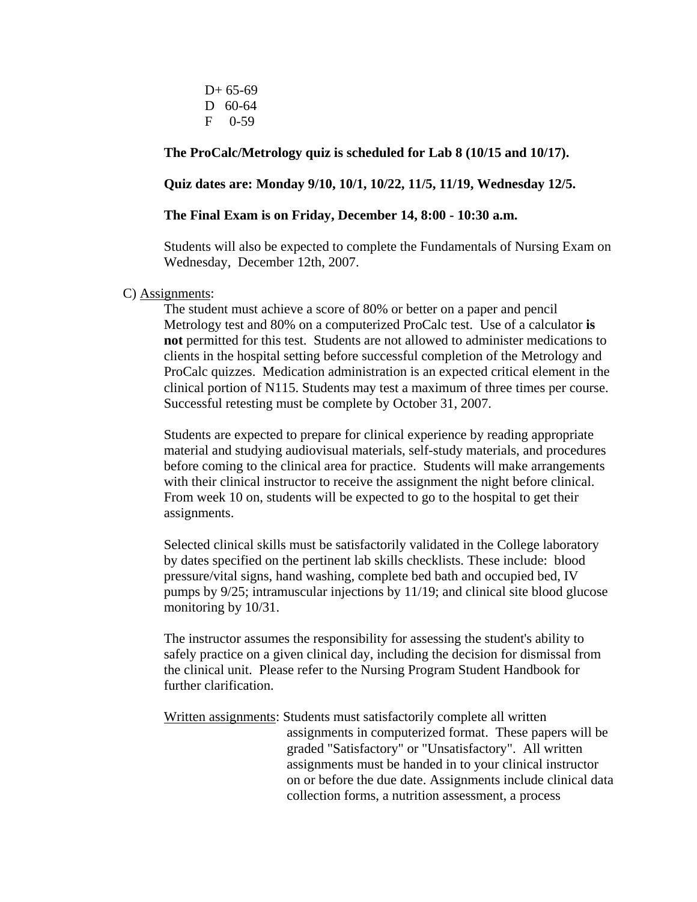D+ 65-69
D 60-64
F 0-59

**The ProCalc/Metrology quiz is scheduled for Lab 8 (10/15 and 10/17).**

**Quiz dates are: Monday 9/10, 10/1, 10/22, 11/5, 11/19, Wednesday 12/5.**

**The Final Exam is on Friday, December 14, 8:00 - 10:30 a.m.**

Students will also be expected to complete the Fundamentals of Nursing Exam on Wednesday, December 12th, 2007.

C) <u>Assignments</u>:

The student must achieve a score of 80% or better on a paper and pencil Metrology test and 80% on a computerized ProCalc test. Use of a calculator **is not** permitted for this test. Students are not allowed to administer medications to clients in the hospital setting before successful completion of the Metrology and ProCalc quizzes. Medication administration is an expected critical element in the clinical portion of N115. Students may test a maximum of three times per course. Successful retesting must be complete by October 31, 2007.

Students are expected to prepare for clinical experience by reading appropriate material and studying audiovisual materials, self-study materials, and procedures before coming to the clinical area for practice. Students will make arrangements with their clinical instructor to receive the assignment the night before clinical. From week 10 on, students will be expected to go to the hospital to get their assignments.

Selected clinical skills must be satisfactorily validated in the College laboratory by dates specified on the pertinent lab skills checklists. These include: blood pressure/vital signs, hand washing, complete bed bath and occupied bed, IV pumps by 9/25; intramuscular injections by 11/19; and clinical site blood glucose monitoring by 10/31.

The instructor assumes the responsibility for assessing the student's ability to safely practice on a given clinical day, including the decision for dismissal from the clinical unit. Please refer to the Nursing Program Student Handbook for further clarification.

<u>Written assignments</u>: Students must satisfactorily complete all written assignments in computerized format. These papers will be graded "Satisfactory" or "Unsatisfactory". All written assignments must be handed in to your clinical instructor on or before the due date. Assignments include clinical data collection forms, a nutrition assessment, a process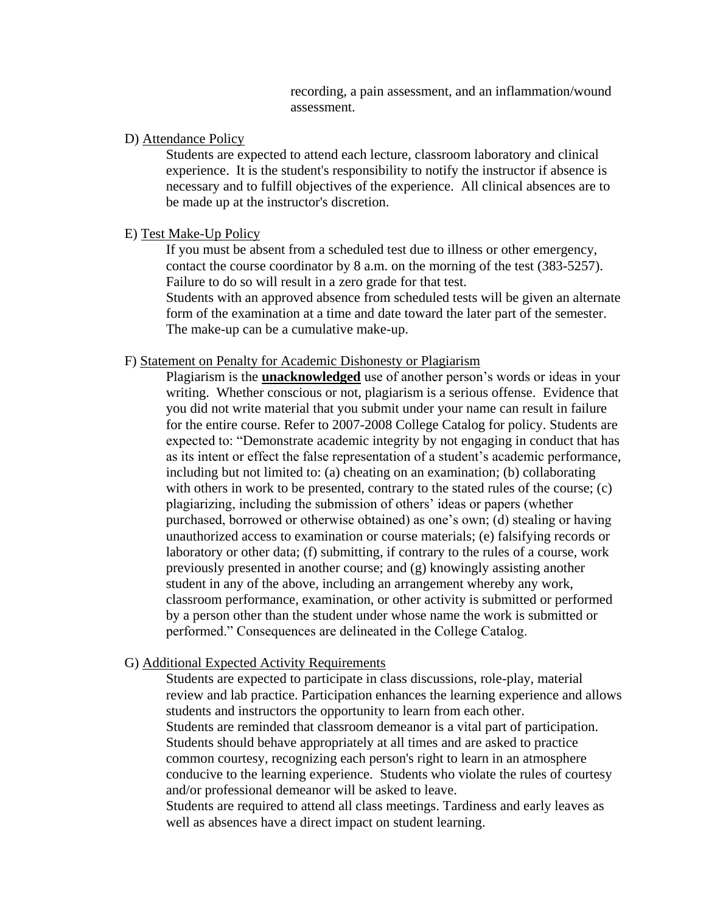recording, a pain assessment, and an inflammation/wound assessment.

D) Attendance Policy

Students are expected to attend each lecture, classroom laboratory and clinical experience. It is the student's responsibility to notify the instructor if absence is necessary and to fulfill objectives of the experience. All clinical absences are to be made up at the instructor's discretion.

E) Test Make-Up Policy

If you must be absent from a scheduled test due to illness or other emergency, contact the course coordinator by 8 a.m. on the morning of the test (383-5257). Failure to do so will result in a zero grade for that test.
Students with an approved absence from scheduled tests will be given an alternate form of the examination at a time and date toward the later part of the semester. The make-up can be a cumulative make-up.

F) Statement on Penalty for Academic Dishonesty or Plagiarism

Plagiarism is the **unacknowledged** use of another person's words or ideas in your writing. Whether conscious or not, plagiarism is a serious offense. Evidence that you did not write material that you submit under your name can result in failure for the entire course. Refer to 2007-2008 College Catalog for policy. Students are expected to: "Demonstrate academic integrity by not engaging in conduct that has as its intent or effect the false representation of a student's academic performance, including but not limited to: (a) cheating on an examination; (b) collaborating with others in work to be presented, contrary to the stated rules of the course; (c) plagiarizing, including the submission of others' ideas or papers (whether purchased, borrowed or otherwise obtained) as one's own; (d) stealing or having unauthorized access to examination or course materials; (e) falsifying records or laboratory or other data; (f) submitting, if contrary to the rules of a course, work previously presented in another course; and (g) knowingly assisting another student in any of the above, including an arrangement whereby any work, classroom performance, examination, or other activity is submitted or performed by a person other than the student under whose name the work is submitted or performed." Consequences are delineated in the College Catalog.

G) Additional Expected Activity Requirements

Students are expected to participate in class discussions, role-play, material review and lab practice. Participation enhances the learning experience and allows students and instructors the opportunity to learn from each other.
Students are reminded that classroom demeanor is a vital part of participation. Students should behave appropriately at all times and are asked to practice common courtesy, recognizing each person's right to learn in an atmosphere conducive to the learning experience. Students who violate the rules of courtesy and/or professional demeanor will be asked to leave.
Students are required to attend all class meetings. Tardiness and early leaves as well as absences have a direct impact on student learning.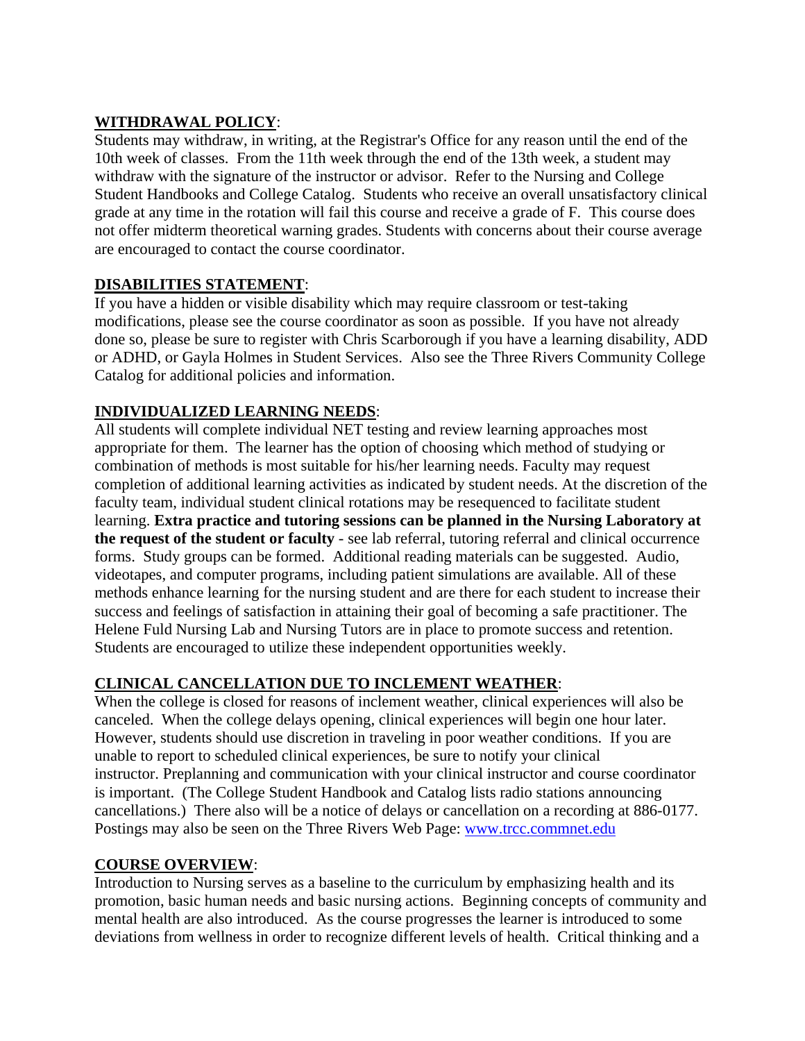**WITHDRAWAL POLICY**:

Students may withdraw, in writing, at the Registrar's Office for any reason until the end of the 10th week of classes. From the 11th week through the end of the 13th week, a student may withdraw with the signature of the instructor or advisor. Refer to the Nursing and College Student Handbooks and College Catalog. Students who receive an overall unsatisfactory clinical grade at any time in the rotation will fail this course and receive a grade of F. This course does not offer midterm theoretical warning grades. Students with concerns about their course average are encouraged to contact the course coordinator.

**DISABILITIES STATEMENT**:

If you have a hidden or visible disability which may require classroom or test-taking modifications, please see the course coordinator as soon as possible. If you have not already done so, please be sure to register with Chris Scarborough if you have a learning disability, ADD or ADHD, or Gayla Holmes in Student Services. Also see the Three Rivers Community College Catalog for additional policies and information.

**INDIVIDUALIZED LEARNING NEEDS**:

All students will complete individual NET testing and review learning approaches most appropriate for them. The learner has the option of choosing which method of studying or combination of methods is most suitable for his/her learning needs. Faculty may request completion of additional learning activities as indicated by student needs. At the discretion of the faculty team, individual student clinical rotations may be resequenced to facilitate student learning. **Extra practice and tutoring sessions can be planned in the Nursing Laboratory at the request of the student or faculty** - see lab referral, tutoring referral and clinical occurrence forms. Study groups can be formed. Additional reading materials can be suggested. Audio, videotapes, and computer programs, including patient simulations are available. All of these methods enhance learning for the nursing student and are there for each student to increase their success and feelings of satisfaction in attaining their goal of becoming a safe practitioner. The Helene Fuld Nursing Lab and Nursing Tutors are in place to promote success and retention. Students are encouraged to utilize these independent opportunities weekly.

**CLINICAL CANCELLATION DUE TO INCLEMENT WEATHER**:

When the college is closed for reasons of inclement weather, clinical experiences will also be canceled. When the college delays opening, clinical experiences will begin one hour later. However, students should use discretion in traveling in poor weather conditions. If you are unable to report to scheduled clinical experiences, be sure to notify your clinical instructor. Preplanning and communication with your clinical instructor and course coordinator is important. (The College Student Handbook and Catalog lists radio stations announcing cancellations.) There also will be a notice of delays or cancellation on a recording at 886-0177. Postings may also be seen on the Three Rivers Web Page: [www.trcc.commnet.edu](http://www.trcc.commnet.edu)

**COURSE OVERVIEW**:

Introduction to Nursing serves as a baseline to the curriculum by emphasizing health and its promotion, basic human needs and basic nursing actions. Beginning concepts of community and mental health are also introduced. As the course progresses the learner is introduced to some deviations from wellness in order to recognize different levels of health. Critical thinking and a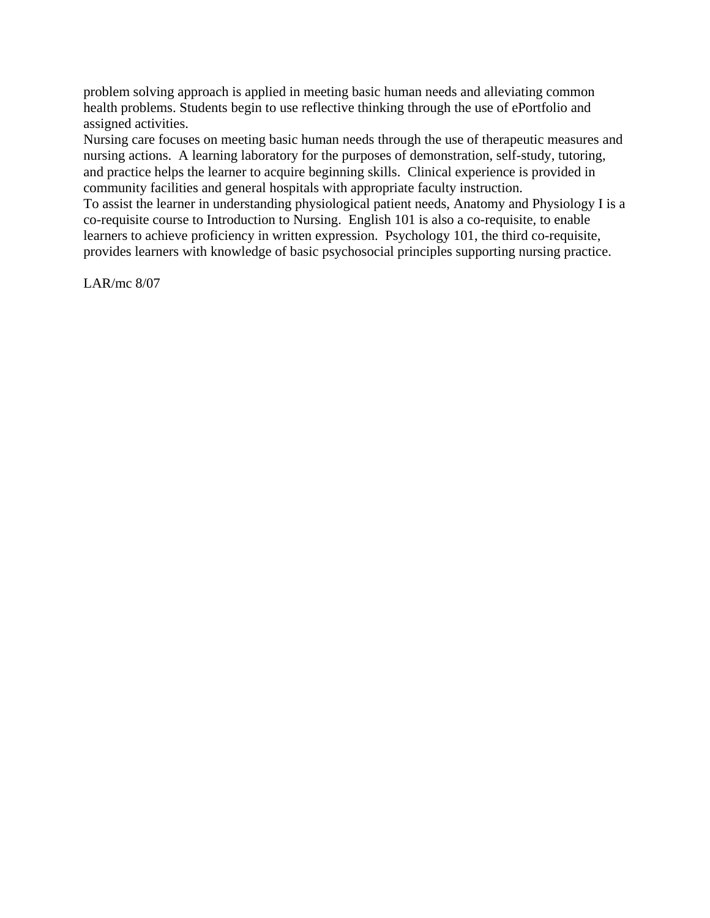problem solving approach is applied in meeting basic human needs and alleviating common health problems. Students begin to use reflective thinking through the use of ePortfolio and assigned activities.

Nursing care focuses on meeting basic human needs through the use of therapeutic measures and nursing actions. A learning laboratory for the purposes of demonstration, self-study, tutoring, and practice helps the learner to acquire beginning skills. Clinical experience is provided in community facilities and general hospitals with appropriate faculty instruction.

To assist the learner in understanding physiological patient needs, Anatomy and Physiology I is a co-requisite course to Introduction to Nursing. English 101 is also a co-requisite, to enable learners to achieve proficiency in written expression. Psychology 101, the third co-requisite, provides learners with knowledge of basic psychosocial principles supporting nursing practice.

LAR/mc 8/07